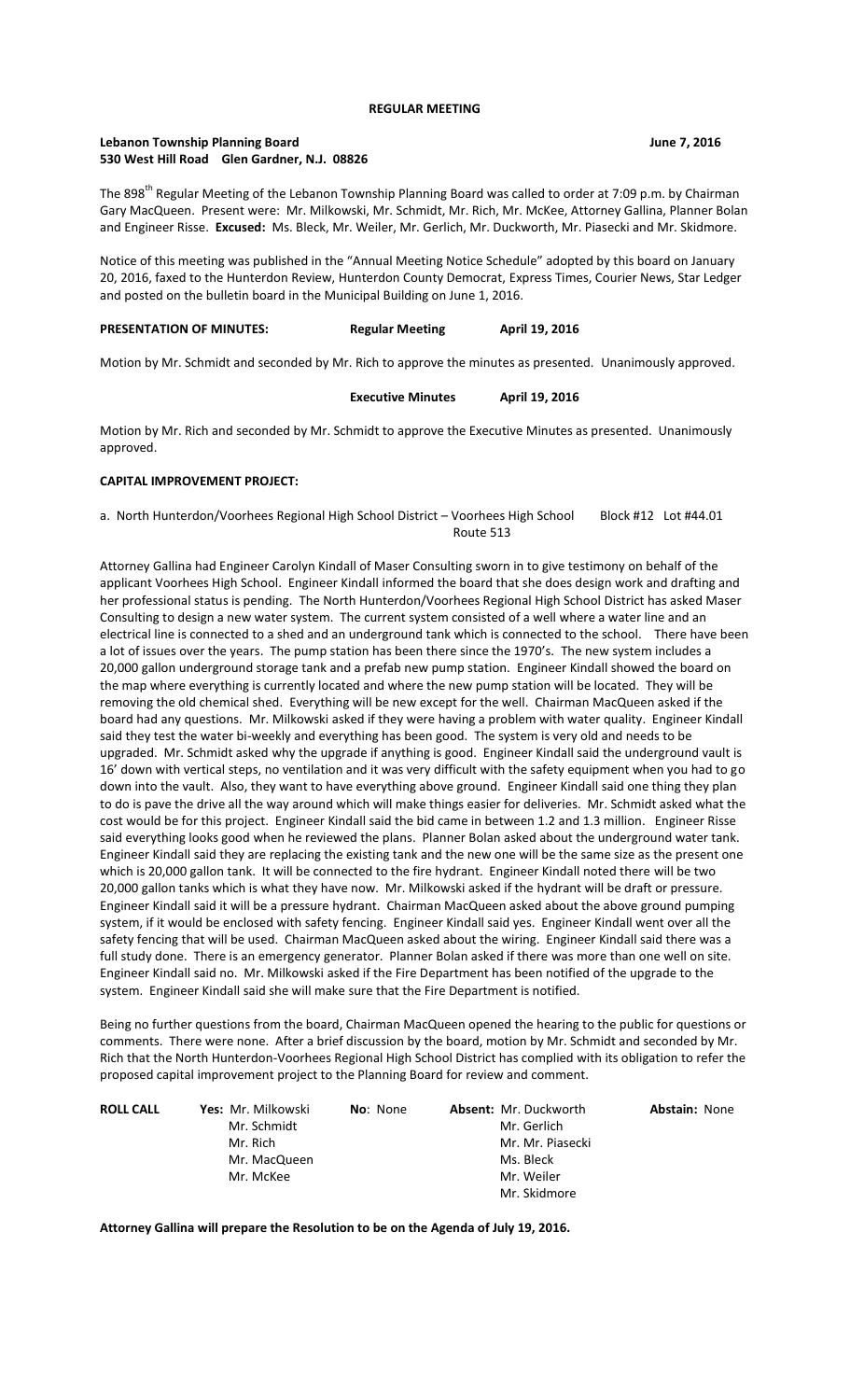# REGULAR MEETING

**Lebanon Township Planning Board** **June 7, 2016**
**530 West Hill Road Glen Gardner, N.J. 08826**

The 898th Regular Meeting of the Lebanon Township Planning Board was called to order at 7:09 p.m. by Chairman Gary MacQueen. Present were: Mr. Milkowski, Mr. Schmidt, Mr. Rich, Mr. McKee, Attorney Gallina, Planner Bolan and Engineer Risse. **Excused:** Ms. Bleck, Mr. Weiler, Mr. Gerlich, Mr. Duckworth, Mr. Piasecki and Mr. Skidmore.

Notice of this meeting was published in the "Annual Meeting Notice Schedule" adopted by this board on January 20, 2016, faxed to the Hunterdon Review, Hunterdon County Democrat, Express Times, Courier News, Star Ledger and posted on the bulletin board in the Municipal Building on June 1, 2016.

**PRESENTATION OF MINUTES:** **Regular Meeting** **April 19, 2016**

Motion by Mr. Schmidt and seconded by Mr. Rich to approve the minutes as presented. Unanimously approved.

**Executive Minutes** **April 19, 2016**

Motion by Mr. Rich and seconded by Mr. Schmidt to approve the Executive Minutes as presented. Unanimously approved.

**CAPITAL IMPROVEMENT PROJECT:**

a. North Hunterdon/Voorhees Regional High School District – Voorhees High School Block #12 Lot #44.01
Route 513

Attorney Gallina had Engineer Carolyn Kindall of Maser Consulting sworn in to give testimony on behalf of the applicant Voorhees High School. Engineer Kindall informed the board that she does design work and drafting and her professional status is pending. The North Hunterdon/Voorhees Regional High School District has asked Maser Consulting to design a new water system. The current system consisted of a well where a water line and an electrical line is connected to a shed and an underground tank which is connected to the school. There have been a lot of issues over the years. The pump station has been there since the 1970's. The new system includes a 20,000 gallon underground storage tank and a prefab new pump station. Engineer Kindall showed the board on the map where everything is currently located and where the new pump station will be located. They will be removing the old chemical shed. Everything will be new except for the well. Chairman MacQueen asked if the board had any questions. Mr. Milkowski asked if they were having a problem with water quality. Engineer Kindall said they test the water bi-weekly and everything has been good. The system is very old and needs to be upgraded. Mr. Schmidt asked why the upgrade if anything is good. Engineer Kindall said the underground vault is 16' down with vertical steps, no ventilation and it was very difficult with the safety equipment when you had to go down into the vault. Also, they want to have everything above ground. Engineer Kindall said one thing they plan to do is pave the drive all the way around which will make things easier for deliveries. Mr. Schmidt asked what the cost would be for this project. Engineer Kindall said the bid came in between 1.2 and 1.3 million. Engineer Risse said everything looks good when he reviewed the plans. Planner Bolan asked about the underground water tank. Engineer Kindall said they are replacing the existing tank and the new one will be the same size as the present one which is 20,000 gallon tank. It will be connected to the fire hydrant. Engineer Kindall noted there will be two 20,000 gallon tanks which is what they have now. Mr. Milkowski asked if the hydrant will be draft or pressure. Engineer Kindall said it will be a pressure hydrant. Chairman MacQueen asked about the above ground pumping system, if it would be enclosed with safety fencing. Engineer Kindall said yes. Engineer Kindall went over all the safety fencing that will be used. Chairman MacQueen asked about the wiring. Engineer Kindall said there was a full study done. There is an emergency generator. Planner Bolan asked if there was more than one well on site. Engineer Kindall said no. Mr. Milkowski asked if the Fire Department has been notified of the upgrade to the system. Engineer Kindall said she will make sure that the Fire Department is notified.

Being no further questions from the board, Chairman MacQueen opened the hearing to the public for questions or comments. There were none. After a brief discussion by the board, motion by Mr. Schmidt and seconded by Mr. Rich that the North Hunterdon-Voorhees Regional High School District has complied with its obligation to refer the proposed capital improvement project to the Planning Board for review and comment.

| **ROLL CALL** | **Yes:** | **No:** | **Absent:** | **Abstain:** |
|---|---|---|---|---|
| | Mr. Milkowski | None | Mr. Duckworth | None |
| | Mr. Schmidt | | Mr. Gerlich | |
| | Mr. Rich | | Mr. Mr. Piasecki | |
| | Mr. MacQueen | | Ms. Bleck | |
| | Mr. McKee | | Mr. Weiler | |
| | | | Mr. Skidmore | |

**Attorney Gallina will prepare the Resolution to be on the Agenda of July 19, 2016.**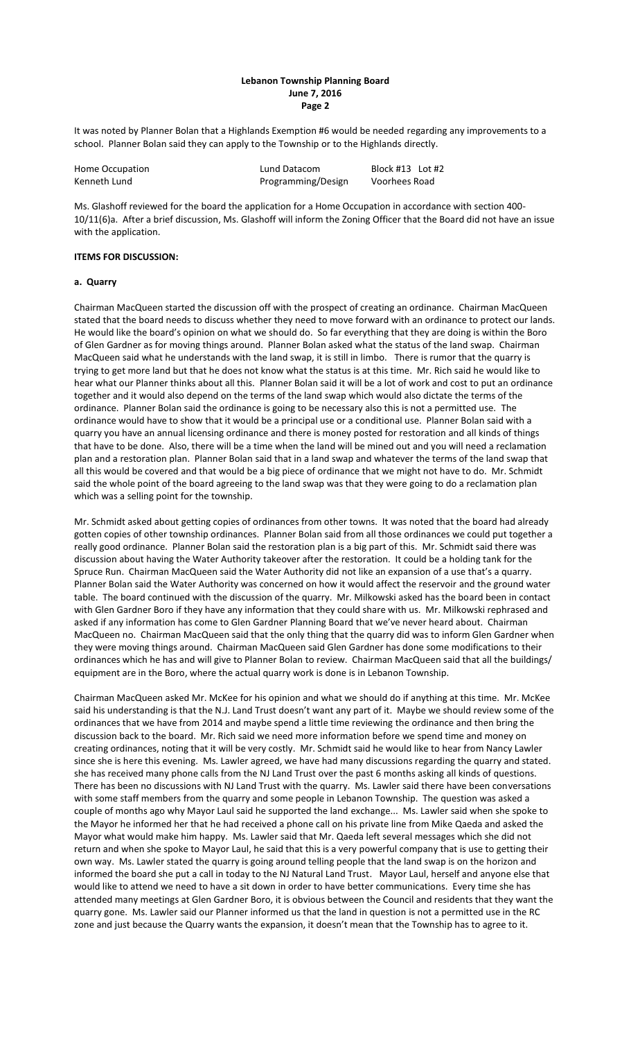It was noted by Planner Bolan that a Highlands Exemption #6 would be needed regarding any improvements to a school. Planner Bolan said they can apply to the Township or to the Highlands directly.

| Home Occupation | Lund Datacom | Block #13 Lot #2 |
|---|---|---|
| Kenneth Lund | Programming/Design | Voorhees Road |

Ms. Glashoff reviewed for the board the application for a Home Occupation in accordance with section 400-10/11(6)a. After a brief discussion, Ms. Glashoff will inform the Zoning Officer that the Board did not have an issue with the application.

**ITEMS FOR DISCUSSION:**

**a. Quarry**

Chairman MacQueen started the discussion off with the prospect of creating an ordinance. Chairman MacQueen stated that the board needs to discuss whether they need to move forward with an ordinance to protect our lands. He would like the board's opinion on what we should do. So far everything that they are doing is within the Boro of Glen Gardner as for moving things around. Planner Bolan asked what the status of the land swap. Chairman MacQueen said what he understands with the land swap, it is still in limbo. There is rumor that the quarry is trying to get more land but that he does not know what the status is at this time. Mr. Rich said he would like to hear what our Planner thinks about all this. Planner Bolan said it will be a lot of work and cost to put an ordinance together and it would also depend on the terms of the land swap which would also dictate the terms of the ordinance. Planner Bolan said the ordinance is going to be necessary also this is not a permitted use. The ordinance would have to show that it would be a principal use or a conditional use. Planner Bolan said with a quarry you have an annual licensing ordinance and there is money posted for restoration and all kinds of things that have to be done. Also, there will be a time when the land will be mined out and you will need a reclamation plan and a restoration plan. Planner Bolan said that in a land swap and whatever the terms of the land swap that all this would be covered and that would be a big piece of ordinance that we might not have to do. Mr. Schmidt said the whole point of the board agreeing to the land swap was that they were going to do a reclamation plan which was a selling point for the township.

Mr. Schmidt asked about getting copies of ordinances from other towns. It was noted that the board had already gotten copies of other township ordinances. Planner Bolan said from all those ordinances we could put together a really good ordinance. Planner Bolan said the restoration plan is a big part of this. Mr. Schmidt said there was discussion about having the Water Authority takeover after the restoration. It could be a holding tank for the Spruce Run. Chairman MacQueen said the Water Authority did not like an expansion of a use that's a quarry. Planner Bolan said the Water Authority was concerned on how it would affect the reservoir and the ground water table. The board continued with the discussion of the quarry. Mr. Milkowski asked has the board been in contact with Glen Gardner Boro if they have any information that they could share with us. Mr. Milkowski rephrased and asked if any information has come to Glen Gardner Planning Board that we've never heard about. Chairman MacQueen no. Chairman MacQueen said that the only thing that the quarry did was to inform Glen Gardner when they were moving things around. Chairman MacQueen said Glen Gardner has done some modifications to their ordinances which he has and will give to Planner Bolan to review. Chairman MacQueen said that all the buildings/ equipment are in the Boro, where the actual quarry work is done is in Lebanon Township.

Chairman MacQueen asked Mr. McKee for his opinion and what we should do if anything at this time. Mr. McKee said his understanding is that the N.J. Land Trust doesn't want any part of it. Maybe we should review some of the ordinances that we have from 2014 and maybe spend a little time reviewing the ordinance and then bring the discussion back to the board. Mr. Rich said we need more information before we spend time and money on creating ordinances, noting that it will be very costly. Mr. Schmidt said he would like to hear from Nancy Lawler since she is here this evening. Ms. Lawler agreed, we have had many discussions regarding the quarry and stated. she has received many phone calls from the NJ Land Trust over the past 6 months asking all kinds of questions. There has been no discussions with NJ Land Trust with the quarry. Ms. Lawler said there have been conversations with some staff members from the quarry and some people in Lebanon Township. The question was asked a couple of months ago why Mayor Laul said he supported the land exchange... Ms. Lawler said when she spoke to the Mayor he informed her that he had received a phone call on his private line from Mike Qaeda and asked the Mayor what would make him happy. Ms. Lawler said that Mr. Qaeda left several messages which she did not return and when she spoke to Mayor Laul, he said that this is a very powerful company that is use to getting their own way. Ms. Lawler stated the quarry is going around telling people that the land swap is on the horizon and informed the board she put a call in today to the NJ Natural Land Trust. Mayor Laul, herself and anyone else that would like to attend we need to have a sit down in order to have better communications. Every time she has attended many meetings at Glen Gardner Boro, it is obvious between the Council and residents that they want the quarry gone. Ms. Lawler said our Planner informed us that the land in question is not a permitted use in the RC zone and just because the Quarry wants the expansion, it doesn't mean that the Township has to agree to it.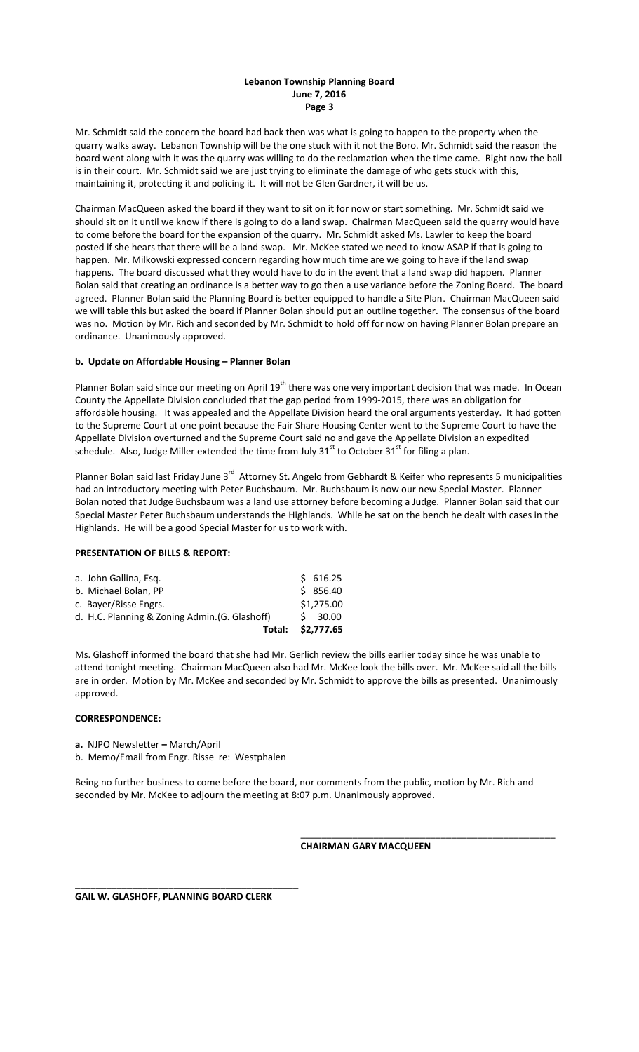Mr. Schmidt said the concern the board had back then was what is going to happen to the property when the quarry walks away. Lebanon Township will be the one stuck with it not the Boro. Mr. Schmidt said the reason the board went along with it was the quarry was willing to do the reclamation when the time came. Right now the ball is in their court. Mr. Schmidt said we are just trying to eliminate the damage of who gets stuck with this, maintaining it, protecting it and policing it. It will not be Glen Gardner, it will be us.

Chairman MacQueen asked the board if they want to sit on it for now or start something. Mr. Schmidt said we should sit on it until we know if there is going to do a land swap. Chairman MacQueen said the quarry would have to come before the board for the expansion of the quarry. Mr. Schmidt asked Ms. Lawler to keep the board posted if she hears that there will be a land swap. Mr. McKee stated we need to know ASAP if that is going to happen. Mr. Milkowski expressed concern regarding how much time are we going to have if the land swap happens. The board discussed what they would have to do in the event that a land swap did happen. Planner Bolan said that creating an ordinance is a better way to go then a use variance before the Zoning Board. The board agreed. Planner Bolan said the Planning Board is better equipped to handle a Site Plan. Chairman MacQueen said we will table this but asked the board if Planner Bolan should put an outline together. The consensus of the board was no. Motion by Mr. Rich and seconded by Mr. Schmidt to hold off for now on having Planner Bolan prepare an ordinance. Unanimously approved.

**b. Update on Affordable Housing – Planner Bolan**

Planner Bolan said since our meeting on April 19th there was one very important decision that was made. In Ocean County the Appellate Division concluded that the gap period from 1999-2015, there was an obligation for affordable housing. It was appealed and the Appellate Division heard the oral arguments yesterday. It had gotten to the Supreme Court at one point because the Fair Share Housing Center went to the Supreme Court to have the Appellate Division overturned and the Supreme Court said no and gave the Appellate Division an expedited schedule. Also, Judge Miller extended the time from July 31st to October 31st for filing a plan.

Planner Bolan said last Friday June 3rd Attorney St. Angelo from Gebhardt & Keifer who represents 5 municipalities had an introductory meeting with Peter Buchsbaum. Mr. Buchsbaum is now our new Special Master. Planner Bolan noted that Judge Buchsbaum was a land use attorney before becoming a Judge. Planner Bolan said that our Special Master Peter Buchsbaum understands the Highlands. While he sat on the bench he dealt with cases in the Highlands. He will be a good Special Master for us to work with.

**PRESENTATION OF BILLS & REPORT:**

| | |
|---|---|
| a. John Gallina, Esq. | $ 616.25 |
| b. Michael Bolan, PP | $ 856.40 |
| c. Bayer/Risse Engrs. | $1,275.00 |
| d. H.C. Planning & Zoning Admin.(G. Glashoff) | $ 30.00 |
| Total: | $2,777.65 |

Ms. Glashoff informed the board that she had Mr. Gerlich review the bills earlier today since he was unable to attend tonight meeting. Chairman MacQueen also had Mr. McKee look the bills over. Mr. McKee said all the bills are in order. Motion by Mr. McKee and seconded by Mr. Schmidt to approve the bills as presented. Unanimously approved.

**CORRESPONDENCE:**

**a.** NJPO Newsletter **–** March/April
b. Memo/Email from Engr. Risse re: Westphalen

Being no further business to come before the board, nor comments from the public, motion by Mr. Rich and seconded by Mr. McKee to adjourn the meeting at 8:07 p.m. Unanimously approved.

\_\_\_\_\_\_\_\_\_\_\_\_\_\_\_\_\_\_\_\_\_\_\_\_\_\_\_\_\_\_\_\_\_\_\_\_\_\_\_\_\_\_\_\_\_\_\_\_
**CHAIRMAN GARY MACQUEEN**

\_\_\_\_\_\_\_\_\_\_\_\_\_\_\_\_\_\_\_\_\_\_\_\_\_\_\_\_\_\_\_\_\_\_\_\_\_\_\_\_\_\_\_\_\_\_\_\_
**GAIL W. GLASHOFF, PLANNING BOARD CLERK**